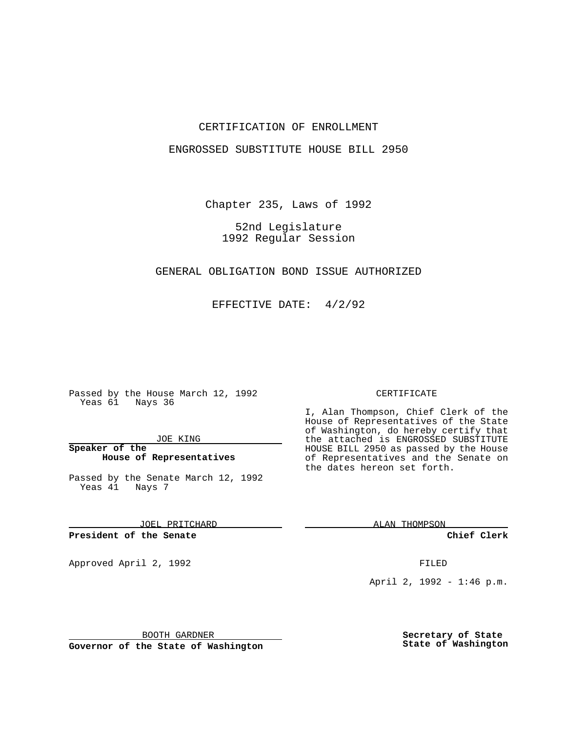# CERTIFICATION OF ENROLLMENT

## ENGROSSED SUBSTITUTE HOUSE BILL 2950

Chapter 235, Laws of 1992

52nd Legislature
1992 Regular Session

GENERAL OBLIGATION BOND ISSUE AUTHORIZED

EFFECTIVE DATE: 4/2/92

Passed by the House March 12, 1992
Yeas 61 Nays 36

JOE KING

**Speaker of the House of Representatives**

Passed by the Senate March 12, 1992
Yeas 41 Nays 7

JOEL PRITCHARD

**President of the Senate**

Approved April 2, 1992

BOOTH GARDNER

**Governor of the State of Washington**

CERTIFICATE

I, Alan Thompson, Chief Clerk of the House of Representatives of the State of Washington, do hereby certify that the attached is ENGROSSED SUBSTITUTE HOUSE BILL 2950 as passed by the House of Representatives and the Senate on the dates hereon set forth.

ALAN THOMPSON

**Chief Clerk**

FILED

April 2, 1992 - 1:46 p.m.

**Secretary of State**
**State of Washington**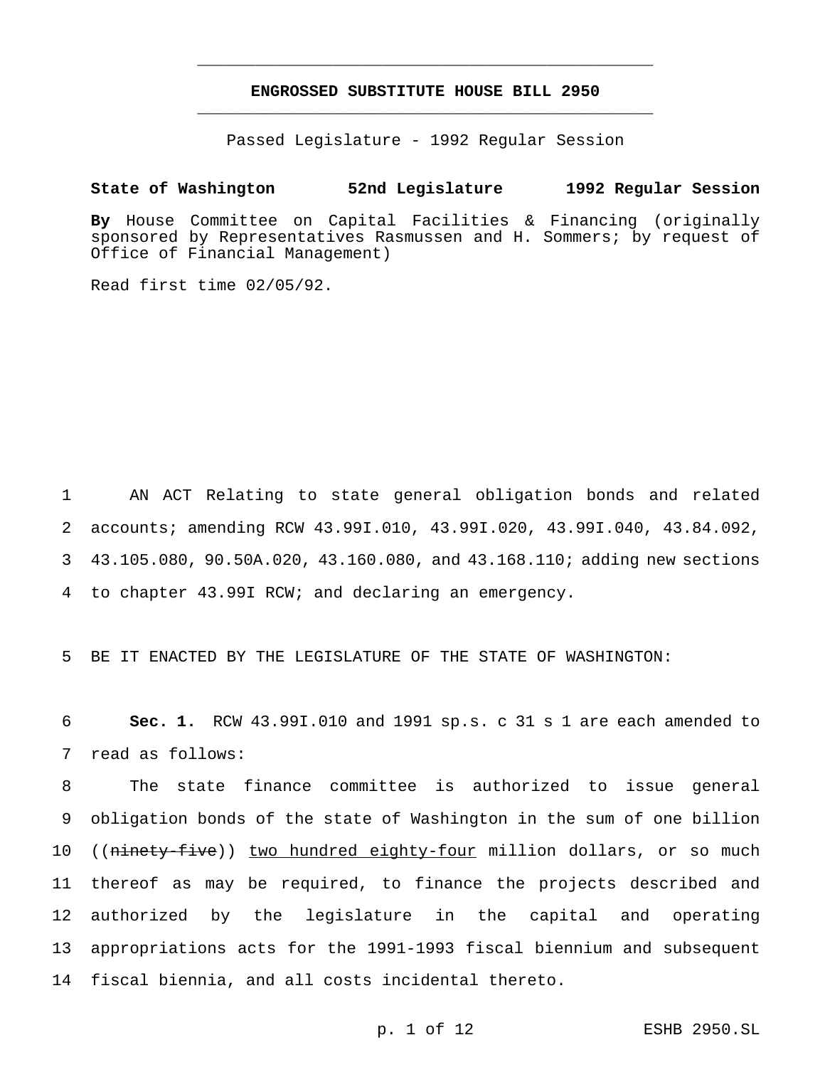**ENGROSSED SUBSTITUTE HOUSE BILL 2950**

Passed Legislature - 1992 Regular Session

**State of Washington 52nd Legislature 1992 Regular Session**

**By** House Committee on Capital Facilities & Financing (originally sponsored by Representatives Rasmussen and H. Sommers; by request of Office of Financial Management)

Read first time 02/05/92.

AN ACT Relating to state general obligation bonds and related accounts; amending RCW 43.99I.010, 43.99I.020, 43.99I.040, 43.84.092, 43.105.080, 90.50A.020, 43.160.080, and 43.168.110; adding new sections to chapter 43.99I RCW; and declaring an emergency.

BE IT ENACTED BY THE LEGISLATURE OF THE STATE OF WASHINGTON:

**Sec. 1.** RCW 43.99I.010 and 1991 sp.s. c 31 s 1 are each amended to read as follows:

The state finance committee is authorized to issue general obligation bonds of the state of Washington in the sum of one billion ((~~ninety-five~~)) <u>two hundred eighty-four</u> million dollars, or so much thereof as may be required, to finance the projects described and authorized by the legislature in the capital and operating appropriations acts for the 1991-1993 fiscal biennium and subsequent fiscal biennia, and all costs incidental thereto.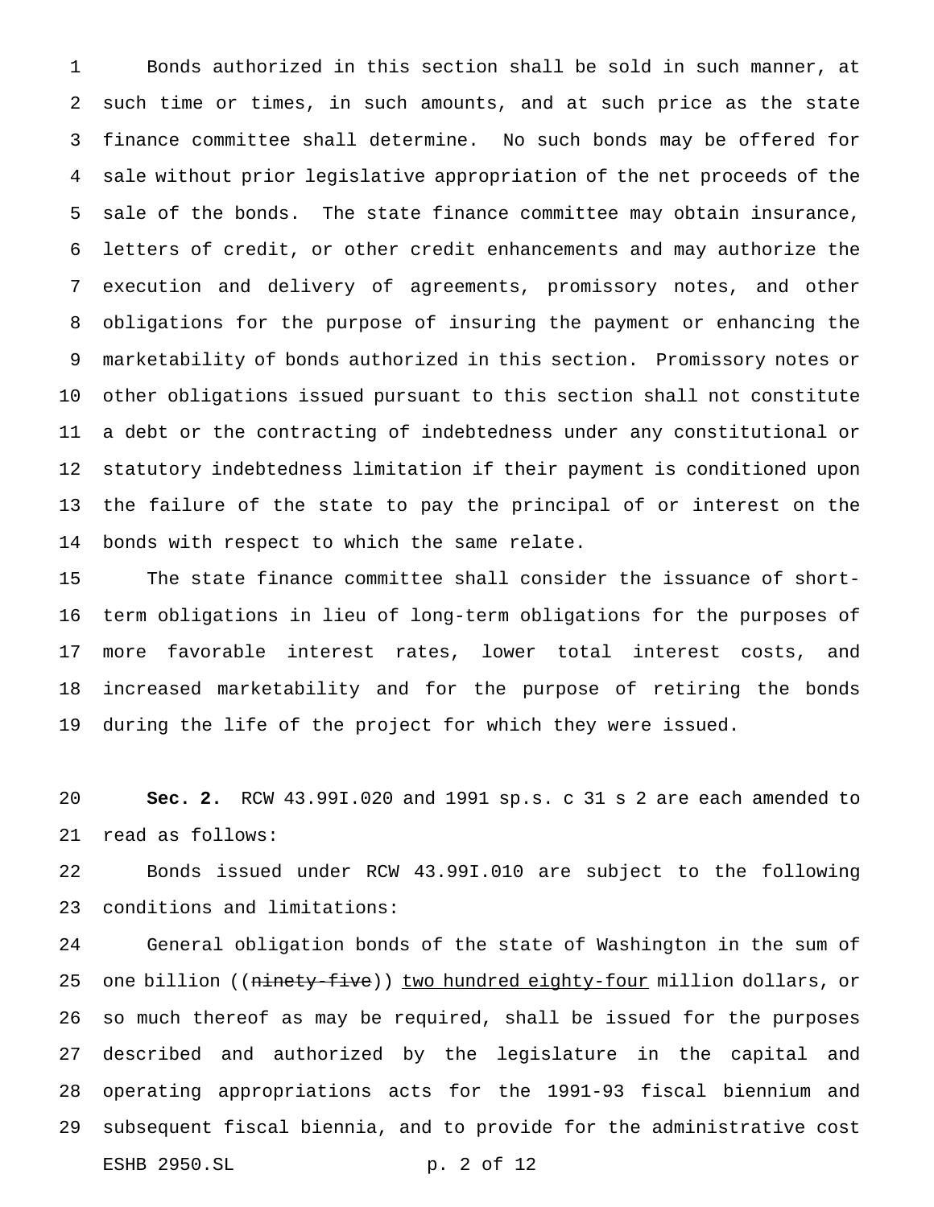Bonds authorized in this section shall be sold in such manner, at such time or times, in such amounts, and at such price as the state finance committee shall determine. No such bonds may be offered for sale without prior legislative appropriation of the net proceeds of the sale of the bonds. The state finance committee may obtain insurance, letters of credit, or other credit enhancements and may authorize the execution and delivery of agreements, promissory notes, and other obligations for the purpose of insuring the payment or enhancing the marketability of bonds authorized in this section. Promissory notes or other obligations issued pursuant to this section shall not constitute a debt or the contracting of indebtedness under any constitutional or statutory indebtedness limitation if their payment is conditioned upon the failure of the state to pay the principal of or interest on the bonds with respect to which the same relate.

The state finance committee shall consider the issuance of short-term obligations in lieu of long-term obligations for the purposes of more favorable interest rates, lower total interest costs, and increased marketability and for the purpose of retiring the bonds during the life of the project for which they were issued.

**Sec. 2.** RCW 43.99I.020 and 1991 sp.s. c 31 s 2 are each amended to read as follows:

Bonds issued under RCW 43.99I.010 are subject to the following conditions and limitations:

General obligation bonds of the state of Washington in the sum of one billion ((~~ninety-five~~)) <u>two hundred eighty-four</u> million dollars, or so much thereof as may be required, shall be issued for the purposes described and authorized by the legislature in the capital and operating appropriations acts for the 1991-93 fiscal biennium and subsequent fiscal biennia, and to provide for the administrative cost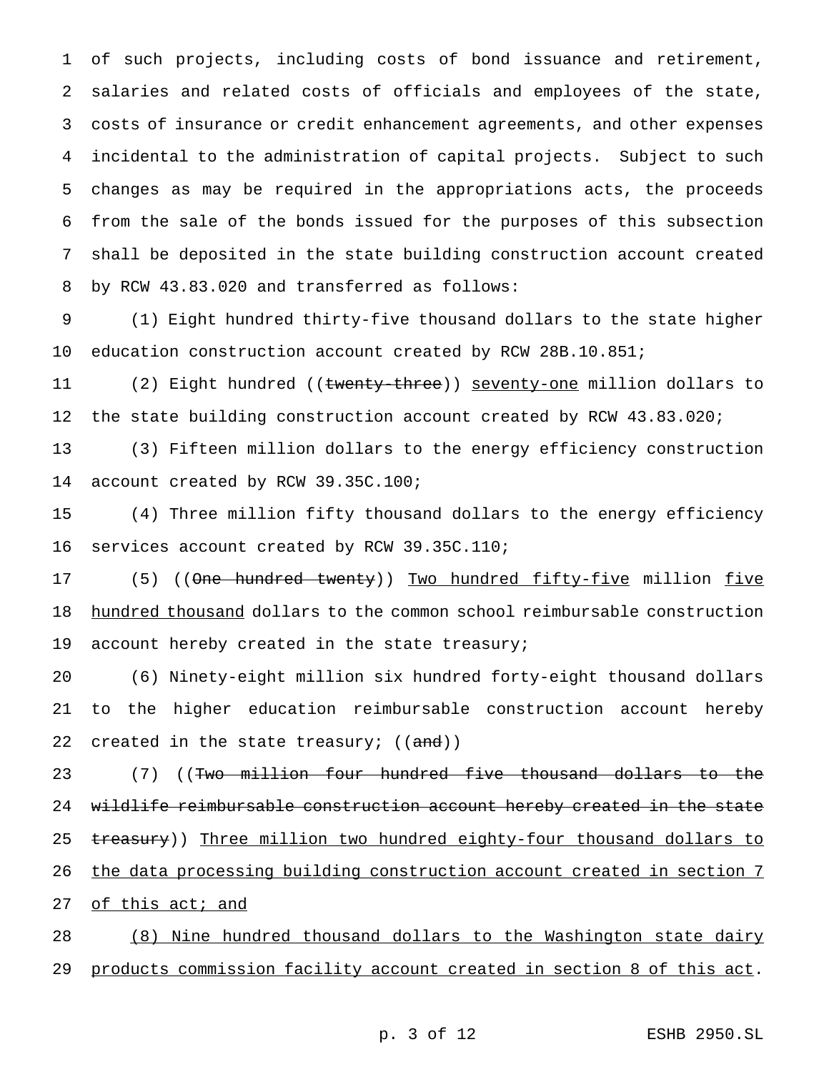of such projects, including costs of bond issuance and retirement, salaries and related costs of officials and employees of the state, costs of insurance or credit enhancement agreements, and other expenses incidental to the administration of capital projects. Subject to such changes as may be required in the appropriations acts, the proceeds from the sale of the bonds issued for the purposes of this subsection shall be deposited in the state building construction account created by RCW 43.83.020 and transferred as follows:

(1) Eight hundred thirty-five thousand dollars to the state higher education construction account created by RCW 28B.10.851;

(2) Eight hundred ((~~twenty-three~~)) <u>seventy-one</u> million dollars to the state building construction account created by RCW 43.83.020;

(3) Fifteen million dollars to the energy efficiency construction account created by RCW 39.35C.100;

(4) Three million fifty thousand dollars to the energy efficiency services account created by RCW 39.35C.110;

(5) ((~~One hundred twenty~~)) <u>Two hundred fifty-five</u> million <u>five hundred thousand</u> dollars to the common school reimbursable construction account hereby created in the state treasury;

(6) Ninety-eight million six hundred forty-eight thousand dollars to the higher education reimbursable construction account hereby created in the state treasury; ((~~and~~))

(7) ((~~Two million four hundred five thousand dollars to the wildlife reimbursable construction account hereby created in the state treasury~~)) <u>Three million two hundred eighty-four thousand dollars to the data processing building construction account created in section 7 of this act; and</u>

<u>(8) Nine hundred thousand dollars to the Washington state dairy products commission facility account created in section 8 of this act</u>.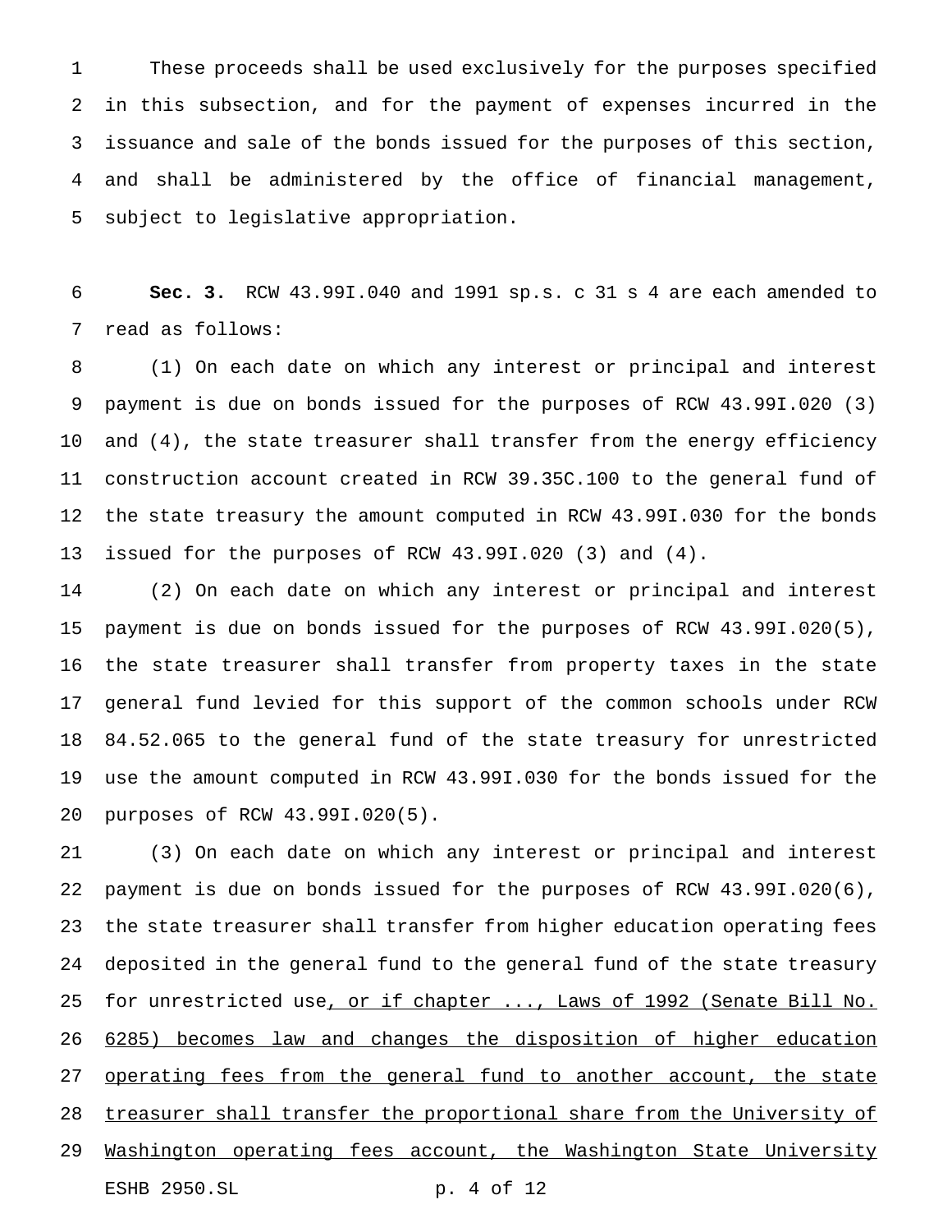These proceeds shall be used exclusively for the purposes specified in this subsection, and for the payment of expenses incurred in the issuance and sale of the bonds issued for the purposes of this section, and shall be administered by the office of financial management, subject to legislative appropriation.

**Sec. 3.** RCW 43.99I.040 and 1991 sp.s. c 31 s 4 are each amended to read as follows:

(1) On each date on which any interest or principal and interest payment is due on bonds issued for the purposes of RCW 43.99I.020 (3) and (4), the state treasurer shall transfer from the energy efficiency construction account created in RCW 39.35C.100 to the general fund of the state treasury the amount computed in RCW 43.99I.030 for the bonds issued for the purposes of RCW 43.99I.020 (3) and (4).

(2) On each date on which any interest or principal and interest payment is due on bonds issued for the purposes of RCW 43.99I.020(5), the state treasurer shall transfer from property taxes in the state general fund levied for this support of the common schools under RCW 84.52.065 to the general fund of the state treasury for unrestricted use the amount computed in RCW 43.99I.030 for the bonds issued for the purposes of RCW 43.99I.020(5).

(3) On each date on which any interest or principal and interest payment is due on bonds issued for the purposes of RCW 43.99I.020(6), the state treasurer shall transfer from higher education operating fees deposited in the general fund to the general fund of the state treasury for unrestricted use<u>, or if chapter ..., Laws of 1992 (Senate Bill No. 6285) becomes law and changes the disposition of higher education operating fees from the general fund to another account, the state treasurer shall transfer the proportional share from the University of Washington operating fees account, the Washington State University</u>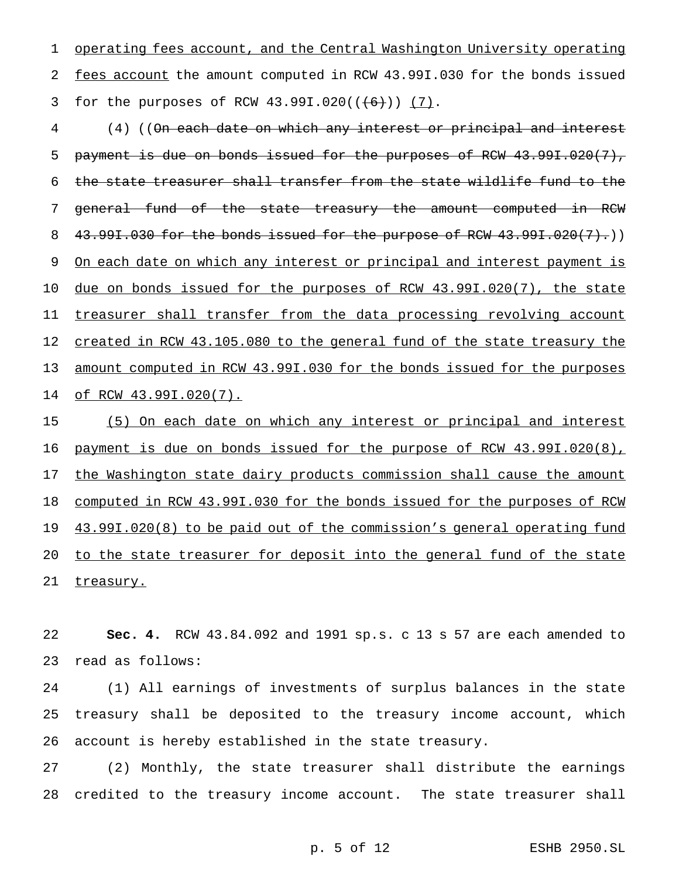operating fees account, and the Central Washington University operating fees account the amount computed in RCW 43.99I.030 for the bonds issued for the purposes of RCW 43.99I.020(((6))) (7).

(4) ((On each date on which any interest or principal and interest payment is due on bonds issued for the purposes of RCW 43.99I.020(7), the state treasurer shall transfer from the state wildlife fund to the general fund of the state treasury the amount computed in RCW 43.99I.030 for the bonds issued for the purpose of RCW 43.99I.020(7).)) On each date on which any interest or principal and interest payment is due on bonds issued for the purposes of RCW 43.99I.020(7), the state treasurer shall transfer from the data processing revolving account created in RCW 43.105.080 to the general fund of the state treasury the amount computed in RCW 43.99I.030 for the bonds issued for the purposes of RCW 43.99I.020(7).

(5) On each date on which any interest or principal and interest payment is due on bonds issued for the purpose of RCW 43.99I.020(8), the Washington state dairy products commission shall cause the amount computed in RCW 43.99I.030 for the bonds issued for the purposes of RCW 43.99I.020(8) to be paid out of the commission's general operating fund to the state treasurer for deposit into the general fund of the state treasury.

**Sec. 4.** RCW 43.84.092 and 1991 sp.s. c 13 s 57 are each amended to read as follows:

(1) All earnings of investments of surplus balances in the state treasury shall be deposited to the treasury income account, which account is hereby established in the state treasury.

(2) Monthly, the state treasurer shall distribute the earnings credited to the treasury income account. The state treasurer shall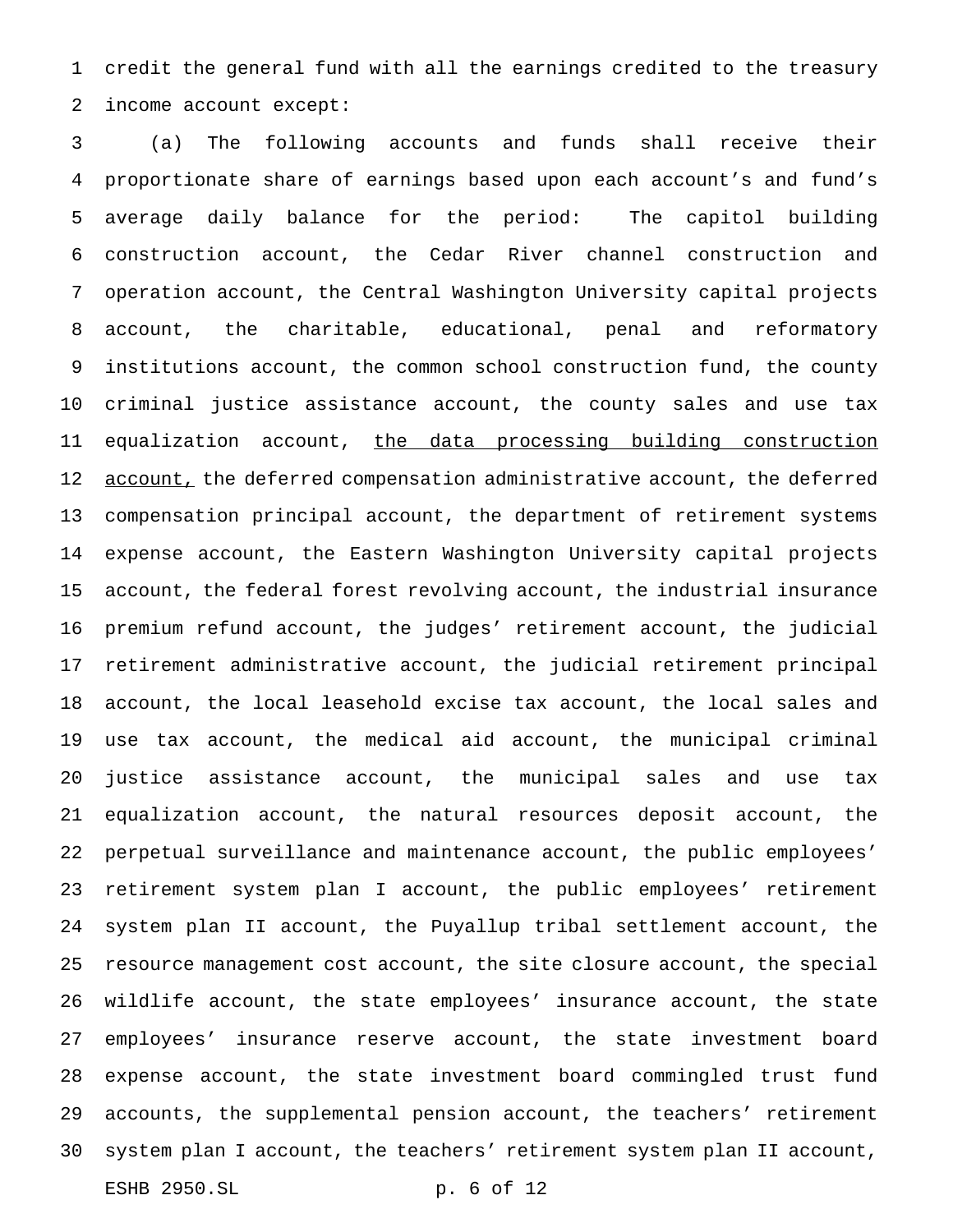credit the general fund with all the earnings credited to the treasury income account except:

(a) The following accounts and funds shall receive their proportionate share of earnings based upon each account's and fund's average daily balance for the period: The capitol building construction account, the Cedar River channel construction and operation account, the Central Washington University capital projects account, the charitable, educational, penal and reformatory institutions account, the common school construction fund, the county criminal justice assistance account, the county sales and use tax equalization account, <u>the data processing building construction account,</u> the deferred compensation administrative account, the deferred compensation principal account, the department of retirement systems expense account, the Eastern Washington University capital projects account, the federal forest revolving account, the industrial insurance premium refund account, the judges' retirement account, the judicial retirement administrative account, the judicial retirement principal account, the local leasehold excise tax account, the local sales and use tax account, the medical aid account, the municipal criminal justice assistance account, the municipal sales and use tax equalization account, the natural resources deposit account, the perpetual surveillance and maintenance account, the public employees' retirement system plan I account, the public employees' retirement system plan II account, the Puyallup tribal settlement account, the resource management cost account, the site closure account, the special wildlife account, the state employees' insurance account, the state employees' insurance reserve account, the state investment board expense account, the state investment board commingled trust fund accounts, the supplemental pension account, the teachers' retirement system plan I account, the teachers' retirement system plan II account,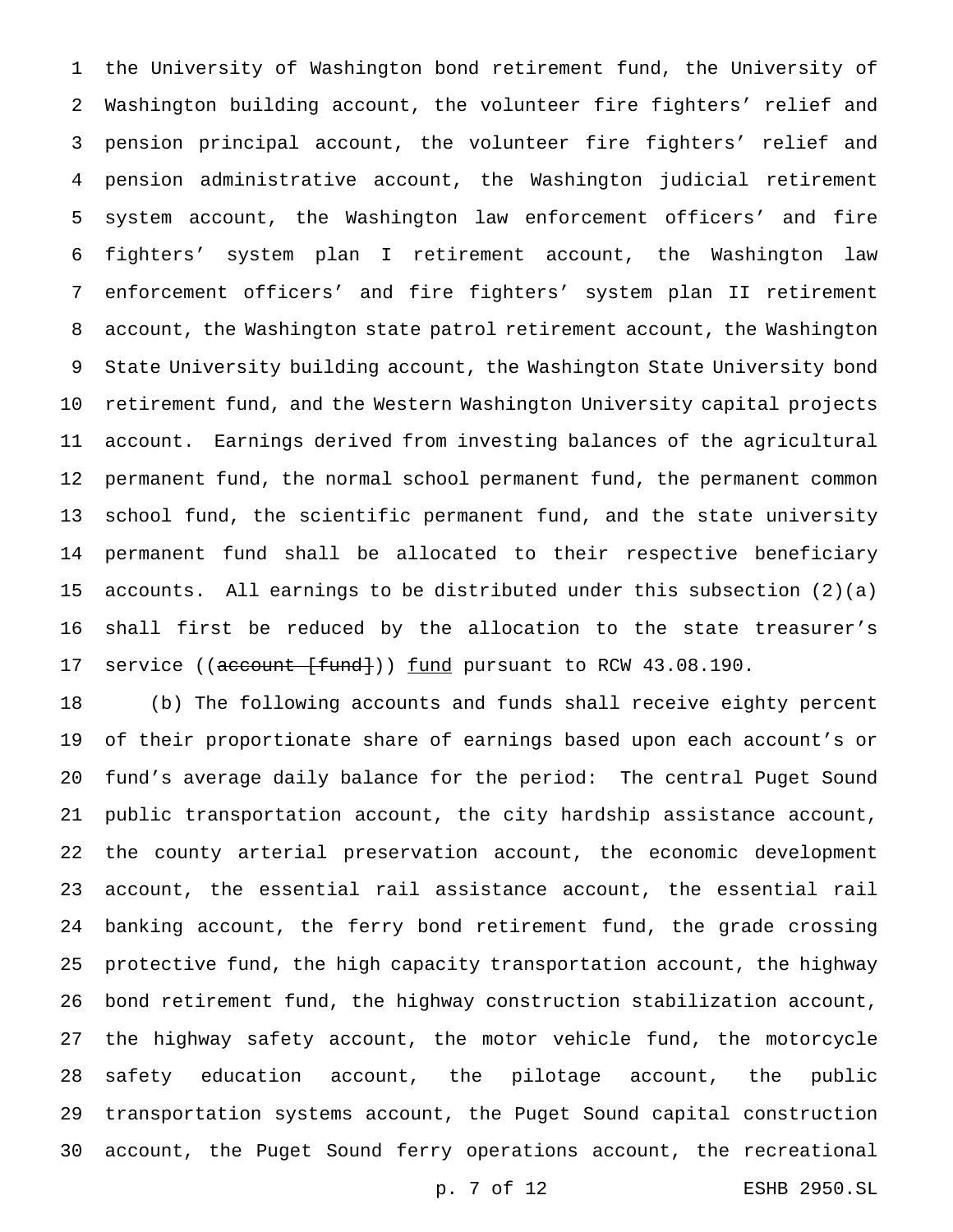the University of Washington bond retirement fund, the University of Washington building account, the volunteer fire fighters' relief and pension principal account, the volunteer fire fighters' relief and pension administrative account, the Washington judicial retirement system account, the Washington law enforcement officers' and fire fighters' system plan I retirement account, the Washington law enforcement officers' and fire fighters' system plan II retirement account, the Washington state patrol retirement account, the Washington State University building account, the Washington State University bond retirement fund, and the Western Washington University capital projects account. Earnings derived from investing balances of the agricultural permanent fund, the normal school permanent fund, the permanent common school fund, the scientific permanent fund, and the state university permanent fund shall be allocated to their respective beneficiary accounts. All earnings to be distributed under this subsection (2)(a) shall first be reduced by the allocation to the state treasurer's service ((~~account [fund]~~)) <u>fund</u> pursuant to RCW 43.08.190.

(b) The following accounts and funds shall receive eighty percent of their proportionate share of earnings based upon each account's or fund's average daily balance for the period: The central Puget Sound public transportation account, the city hardship assistance account, the county arterial preservation account, the economic development account, the essential rail assistance account, the essential rail banking account, the ferry bond retirement fund, the grade crossing protective fund, the high capacity transportation account, the highway bond retirement fund, the highway construction stabilization account, the highway safety account, the motor vehicle fund, the motorcycle safety education account, the pilotage account, the public transportation systems account, the Puget Sound capital construction account, the Puget Sound ferry operations account, the recreational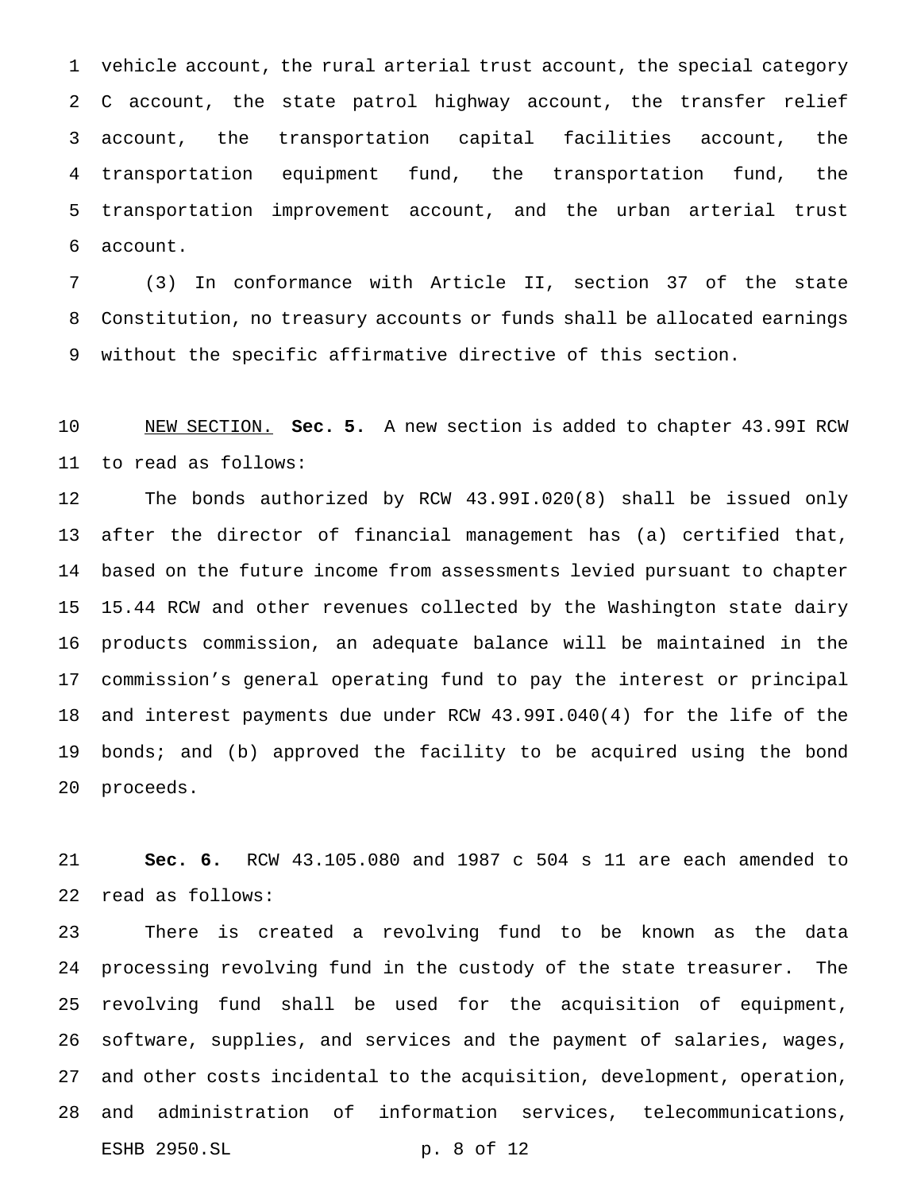vehicle account, the rural arterial trust account, the special category C account, the state patrol highway account, the transfer relief account, the transportation capital facilities account, the transportation equipment fund, the transportation fund, the transportation improvement account, and the urban arterial trust account.

(3) In conformance with Article II, section 37 of the state Constitution, no treasury accounts or funds shall be allocated earnings without the specific affirmative directive of this section.

NEW SECTION. **Sec. 5.** A new section is added to chapter 43.99I RCW to read as follows:

The bonds authorized by RCW 43.99I.020(8) shall be issued only after the director of financial management has (a) certified that, based on the future income from assessments levied pursuant to chapter 15.44 RCW and other revenues collected by the Washington state dairy products commission, an adequate balance will be maintained in the commission's general operating fund to pay the interest or principal and interest payments due under RCW 43.99I.040(4) for the life of the bonds; and (b) approved the facility to be acquired using the bond proceeds.

**Sec. 6.** RCW 43.105.080 and 1987 c 504 s 11 are each amended to read as follows:

There is created a revolving fund to be known as the data processing revolving fund in the custody of the state treasurer. The revolving fund shall be used for the acquisition of equipment, software, supplies, and services and the payment of salaries, wages, and other costs incidental to the acquisition, development, operation, and administration of information services, telecommunications,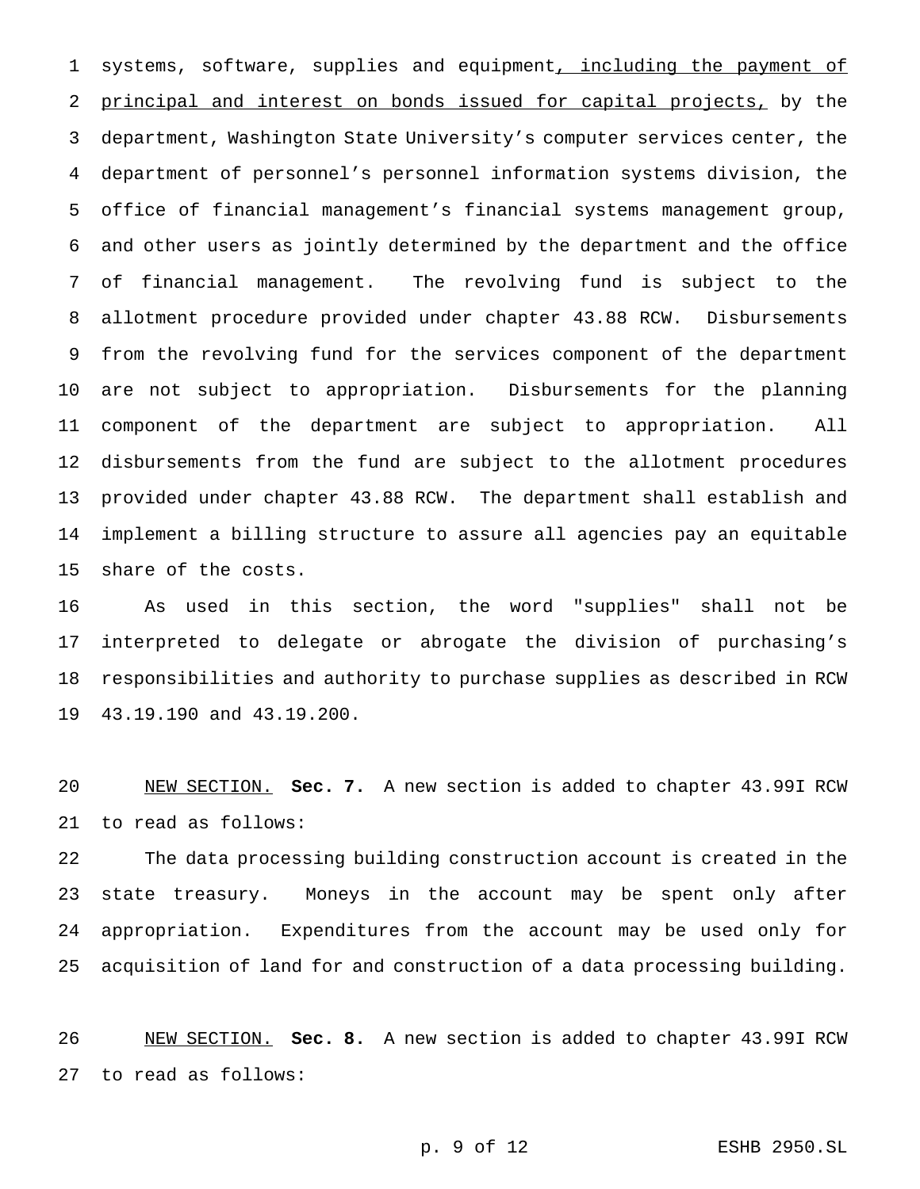systems, software, supplies and equipment, including the payment of principal and interest on bonds issued for capital projects, by the department, Washington State University's computer services center, the department of personnel's personnel information systems division, the office of financial management's financial systems management group, and other users as jointly determined by the department and the office of financial management. The revolving fund is subject to the allotment procedure provided under chapter 43.88 RCW. Disbursements from the revolving fund for the services component of the department are not subject to appropriation. Disbursements for the planning component of the department are subject to appropriation. All disbursements from the fund are subject to the allotment procedures provided under chapter 43.88 RCW. The department shall establish and implement a billing structure to assure all agencies pay an equitable share of the costs.

As used in this section, the word "supplies" shall not be interpreted to delegate or abrogate the division of purchasing's responsibilities and authority to purchase supplies as described in RCW 43.19.190 and 43.19.200.

NEW SECTION. **Sec. 7.** A new section is added to chapter 43.99I RCW to read as follows:

The data processing building construction account is created in the state treasury. Moneys in the account may be spent only after appropriation. Expenditures from the account may be used only for acquisition of land for and construction of a data processing building.

NEW SECTION. **Sec. 8.** A new section is added to chapter 43.99I RCW to read as follows: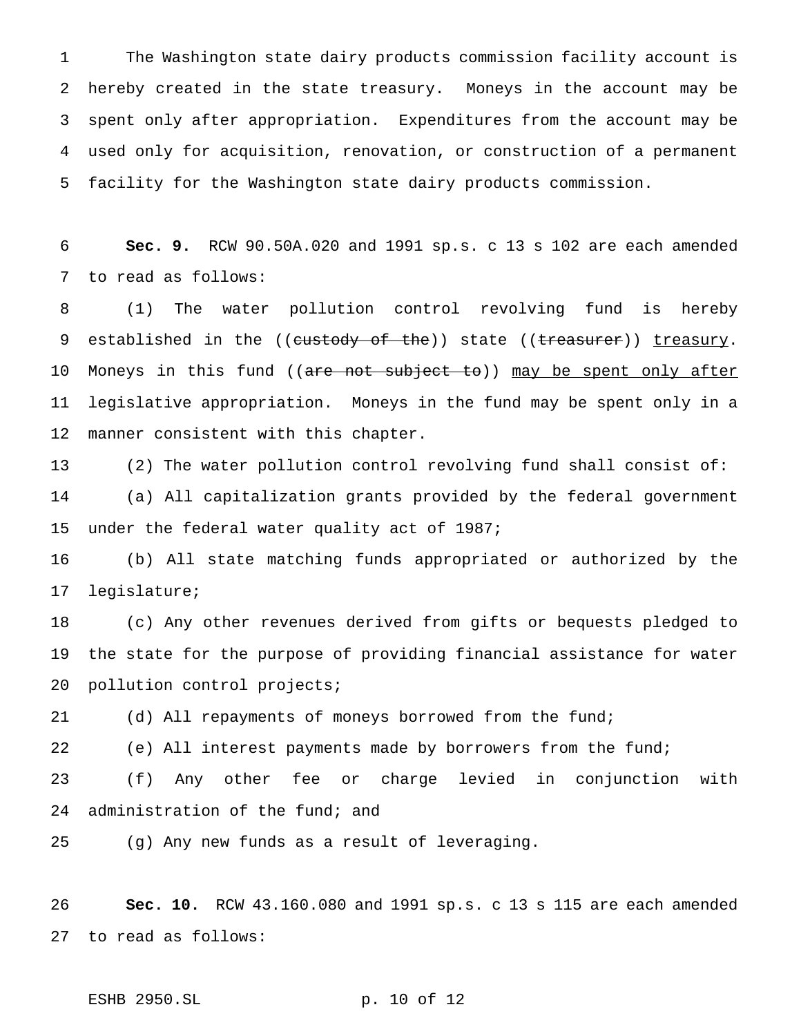The Washington state dairy products commission facility account is hereby created in the state treasury. Moneys in the account may be spent only after appropriation. Expenditures from the account may be used only for acquisition, renovation, or construction of a permanent facility for the Washington state dairy products commission.

**Sec. 9.** RCW 90.50A.020 and 1991 sp.s. c 13 s 102 are each amended to read as follows:

(1) The water pollution control revolving fund is hereby established in the ((~~custody of the~~)) state ((~~treasurer~~)) treasury. Moneys in this fund ((~~are not subject to~~)) may be spent only after legislative appropriation. Moneys in the fund may be spent only in a manner consistent with this chapter.

(2) The water pollution control revolving fund shall consist of:

(a) All capitalization grants provided by the federal government under the federal water quality act of 1987;

(b) All state matching funds appropriated or authorized by the legislature;

(c) Any other revenues derived from gifts or bequests pledged to the state for the purpose of providing financial assistance for water pollution control projects;

(d) All repayments of moneys borrowed from the fund;

(e) All interest payments made by borrowers from the fund;

(f) Any other fee or charge levied in conjunction with administration of the fund; and

(g) Any new funds as a result of leveraging.

**Sec. 10.** RCW 43.160.080 and 1991 sp.s. c 13 s 115 are each amended to read as follows: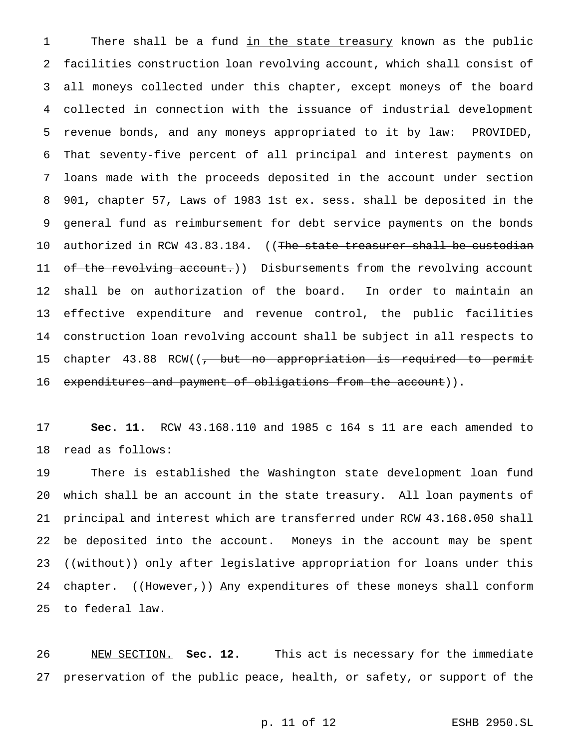There shall be a fund <u>in the state treasury</u> known as the public facilities construction loan revolving account, which shall consist of all moneys collected under this chapter, except moneys of the board collected in connection with the issuance of industrial development revenue bonds, and any moneys appropriated to it by law: PROVIDED, That seventy-five percent of all principal and interest payments on loans made with the proceeds deposited in the account under section 901, chapter 57, Laws of 1983 1st ex. sess. shall be deposited in the general fund as reimbursement for debt service payments on the bonds authorized in RCW 43.83.184. ((~~The state treasurer shall be custodian of the revolving account.~~)) Disbursements from the revolving account shall be on authorization of the board. In order to maintain an effective expenditure and revenue control, the public facilities construction loan revolving account shall be subject in all respects to chapter 43.88 RCW((~~, but no appropriation is required to permit expenditures and payment of obligations from the account~~)).

**Sec. 11.** RCW 43.168.110 and 1985 c 164 s 11 are each amended to read as follows:

There is established the Washington state development loan fund which shall be an account in the state treasury. All loan payments of principal and interest which are transferred under RCW 43.168.050 shall be deposited into the account. Moneys in the account may be spent ((~~without~~)) <u>only after</u> legislative appropriation for loans under this chapter. ((~~However,~~)) <u>A</u>ny expenditures of these moneys shall conform to federal law.

<u>NEW SECTION.</u> **Sec. 12.** This act is necessary for the immediate preservation of the public peace, health, or safety, or support of the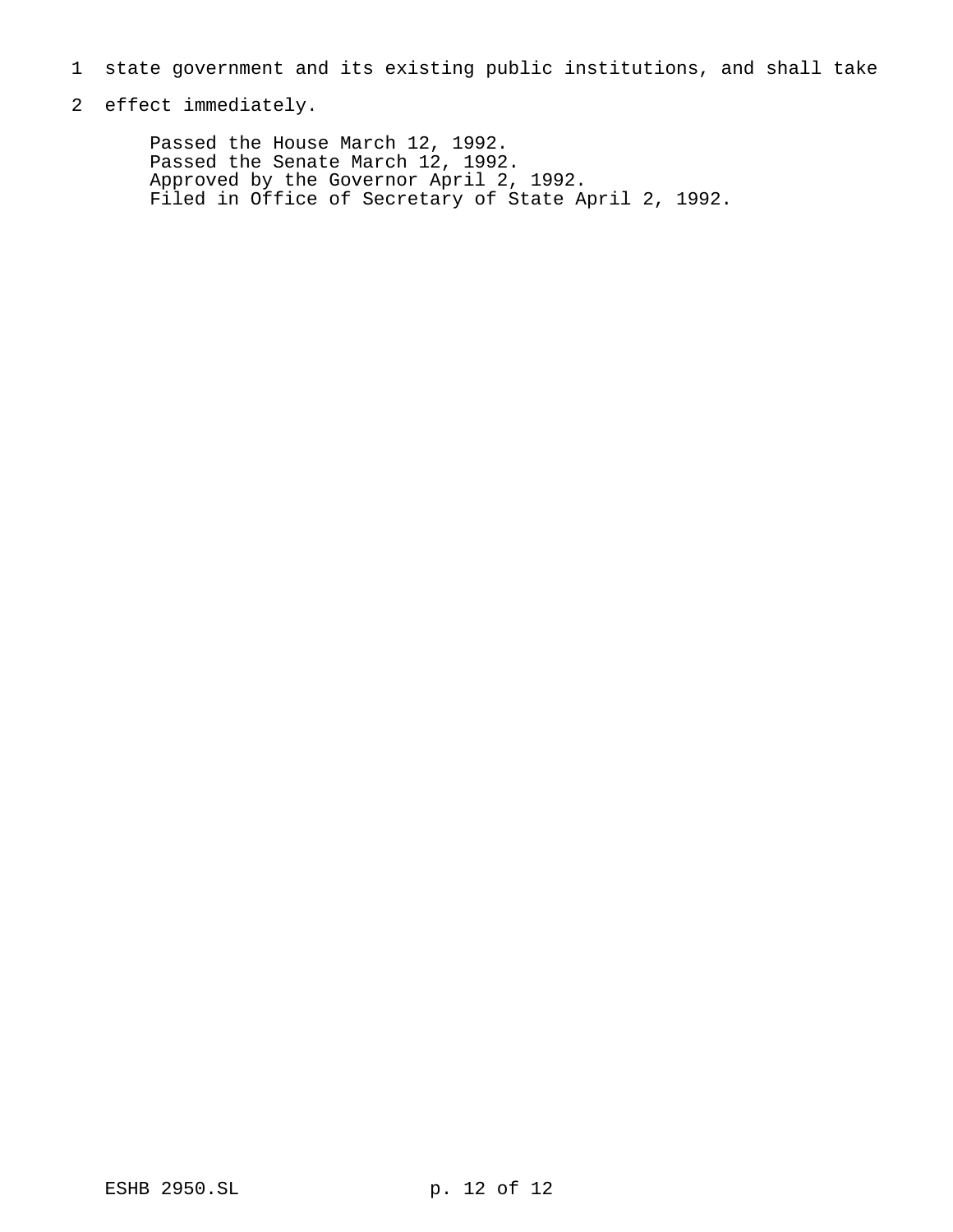state government and its existing public institutions, and shall take effect immediately.

Passed the House March 12, 1992.
Passed the Senate March 12, 1992.
Approved by the Governor April 2, 1992.
Filed in Office of Secretary of State April 2, 1992.